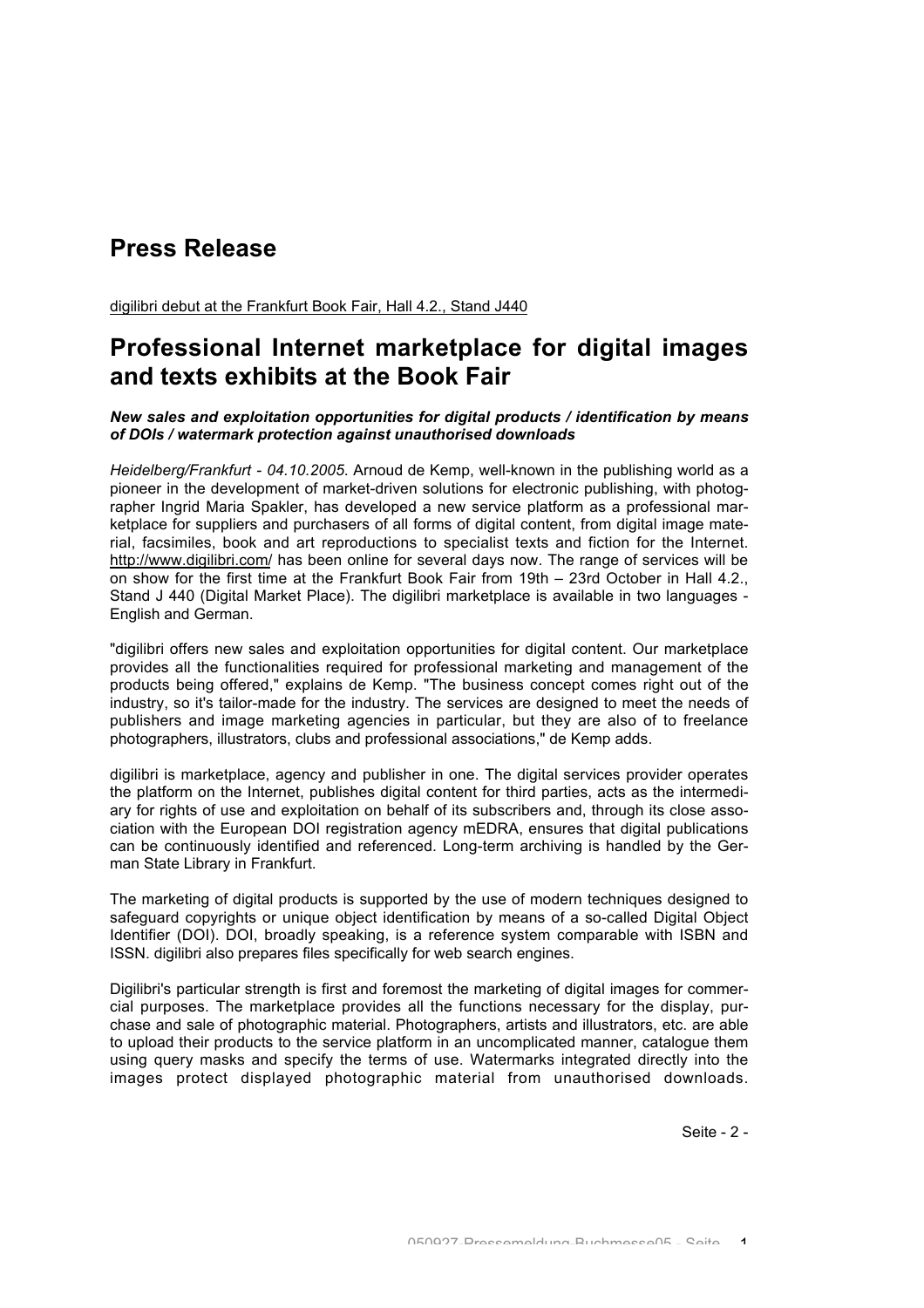# Press Release

digilibri debut at the Frankfurt Book Fair, Hall 4.2., Stand J440

## Professional Internet marketplace for digital images and texts exhibits at the Book Fair

***New sales and exploitation opportunities for digital products / identification by means of DOIs / watermark protection against unauthorised downloads***

*Heidelberg/Frankfurt - 04.10.2005.* Arnoud de Kemp, well-known in the publishing world as a pioneer in the development of market-driven solutions for electronic publishing, with photographer Ingrid Maria Spakler, has developed a new service platform as a professional marketplace for suppliers and purchasers of all forms of digital content, from digital image material, facsimiles, book and art reproductions to specialist texts and fiction for the Internet. http://www.digilibri.com/ has been online for several days now. The range of services will be on show for the first time at the Frankfurt Book Fair from 19th – 23rd October in Hall 4.2., Stand J 440 (Digital Market Place). The digilibri marketplace is available in two languages - English and German.

"digilibri offers new sales and exploitation opportunities for digital content. Our marketplace provides all the functionalities required for professional marketing and management of the products being offered," explains de Kemp. "The business concept comes right out of the industry, so it's tailor-made for the industry. The services are designed to meet the needs of publishers and image marketing agencies in particular, but they are also of to freelance photographers, illustrators, clubs and professional associations," de Kemp adds.

digilibri is marketplace, agency and publisher in one. The digital services provider operates the platform on the Internet, publishes digital content for third parties, acts as the intermediary for rights of use and exploitation on behalf of its subscribers and, through its close association with the European DOI registration agency mEDRA, ensures that digital publications can be continuously identified and referenced. Long-term archiving is handled by the German State Library in Frankfurt.

The marketing of digital products is supported by the use of modern techniques designed to safeguard copyrights or unique object identification by means of a so-called Digital Object Identifier (DOI). DOI, broadly speaking, is a reference system comparable with ISBN and ISSN. digilibri also prepares files specifically for web search engines.

Digilibri's particular strength is first and foremost the marketing of digital images for commercial purposes. The marketplace provides all the functions necessary for the display, purchase and sale of photographic material. Photographers, artists and illustrators, etc. are able to upload their products to the service platform in an uncomplicated manner, catalogue them using query masks and specify the terms of use. Watermarks integrated directly into the images protect displayed photographic material from unauthorised downloads.

Seite - 2 -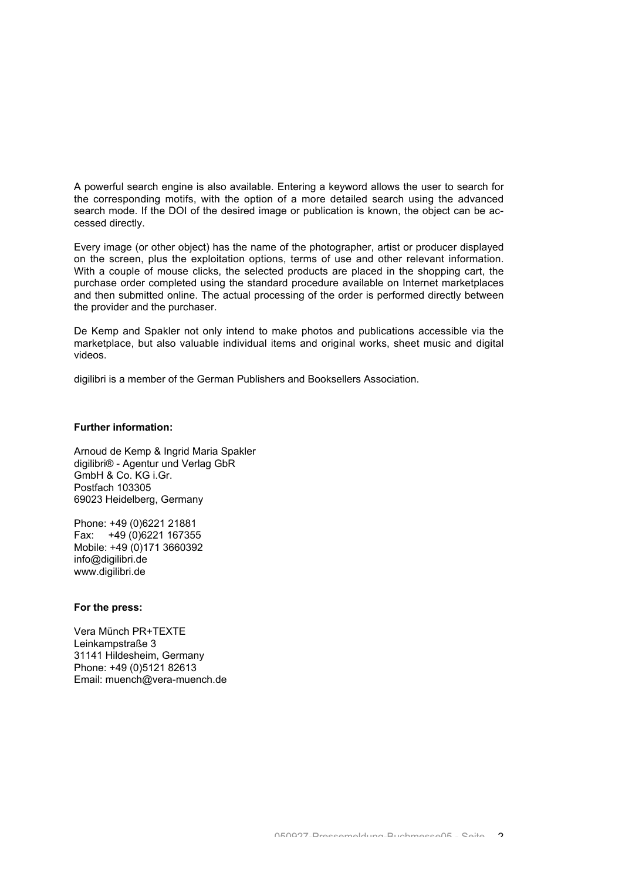A powerful search engine is also available. Entering a keyword allows the user to search for the corresponding motifs, with the option of a more detailed search using the advanced search mode. If the DOI of the desired image or publication is known, the object can be accessed directly.

Every image (or other object) has the name of the photographer, artist or producer displayed on the screen, plus the exploitation options, terms of use and other relevant information. With a couple of mouse clicks, the selected products are placed in the shopping cart, the purchase order completed using the standard procedure available on Internet marketplaces and then submitted online. The actual processing of the order is performed directly between the provider and the purchaser.

De Kemp and Spakler not only intend to make photos and publications accessible via the marketplace, but also valuable individual items and original works, sheet music and digital videos.

digilibri is a member of the German Publishers and Booksellers Association.

**Further information:**

Arnoud de Kemp & Ingrid Maria Spakler
digilibri® - Agentur und Verlag GbR
GmbH & Co. KG i.Gr.
Postfach 103305
69023 Heidelberg, Germany

Phone: +49 (0)6221 21881
Fax: +49 (0)6221 167355
Mobile: +49 (0)171 3660392
info@digilibri.de
www.digilibri.de

**For the press:**

Vera Münch PR+TEXTE
Leinkampstraße 3
31141 Hildesheim, Germany
Phone: +49 (0)5121 82613
Email: muench@vera-muench.de